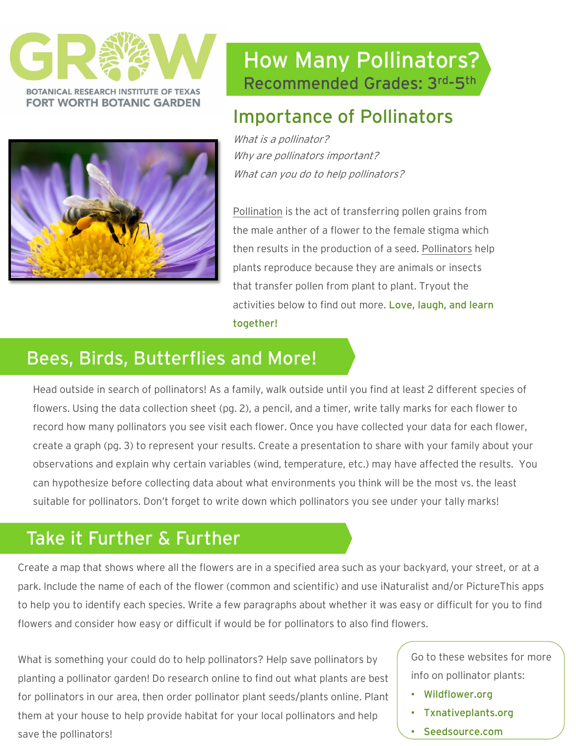GROW

BOTANICAL RESEARCH INSTITUTE OF TEXAS
FORT WORTH BOTANIC GARDEN

# How Many Pollinators?

Recommended Grades: 3rd-5th

## Importance of Pollinators

*What is a pollinator?*
*Why are pollinators important?*
*What can you do to help pollinators?*

Pollination is the act of transferring pollen grains from the male anther of a flower to the female stigma which then results in the production of a seed. Pollinators help plants reproduce because they are animals or insects that transfer pollen from plant to plant. Tryout the activities below to find out more. **Love, laugh, and learn together!**

## Bees, Birds, Butterflies and More!

Head outside in search of pollinators! As a family, walk outside until you find at least 2 different species of flowers. Using the data collection sheet (pg. 2), a pencil, and a timer, write tally marks for each flower to record how many pollinators you see visit each flower. Once you have collected your data for each flower, create a graph (pg. 3) to represent your results. Create a presentation to share with your family about your observations and explain why certain variables (wind, temperature, etc.) may have affected the results. You can hypothesize before collecting data about what environments you think will be the most vs. the least suitable for pollinators. Don't forget to write down which pollinators you see under your tally marks!

## Take it Further & Further

Create a map that shows where all the flowers are in a specified area such as your backyard, your street, or at a park. Include the name of each of the flower (common and scientific) and use iNaturalist and/or PictureThis apps to help you to identify each species. Write a few paragraphs about whether it was easy or difficult for you to find flowers and consider how easy or difficult if would be for pollinators to also find flowers.

What is something your could do to help pollinators? Help save pollinators by planting a pollinator garden! Do research online to find out what plants are best for pollinators in our area, then order pollinator plant seeds/plants online. Plant them at your house to help provide habitat for your local pollinators and help save the pollinators!

Go to these websites for more info on pollinator plants:

- Wildflower.org
- Txnativeplants.org
- Seedsource.com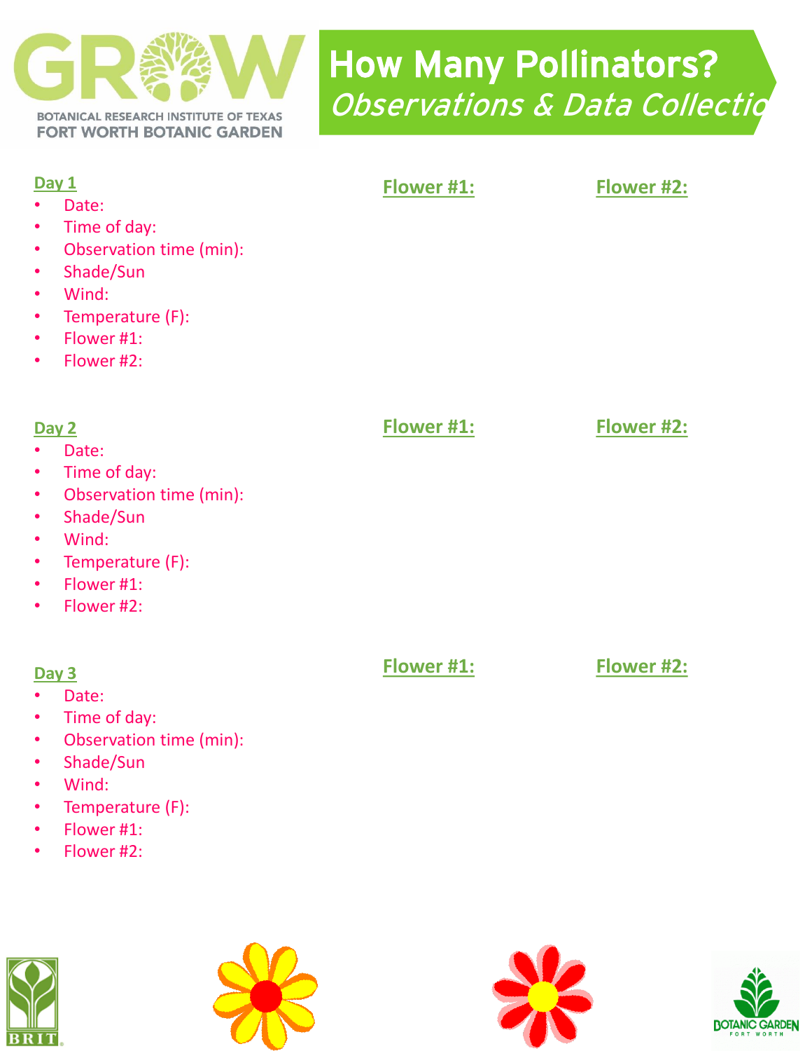# How Many Pollinators?

*Observations & Data Collectio*

## Day 1

- Date:
- Time of day:
- Observation time (min):
- Shade/Sun
- Wind:
- Temperature (F):
- Flower #1:
- Flower #2:

**Flower #1:**

**Flower #2:**

## Day 2

- Date:
- Time of day:
- Observation time (min):
- Shade/Sun
- Wind:
- Temperature (F):
- Flower #1:
- Flower #2:

**Flower #1:**

**Flower #2:**

## Day 3

- Date:
- Time of day:
- Observation time (min):
- Shade/Sun
- Wind:
- Temperature (F):
- Flower #1:
- Flower #2:

**Flower #1:**

**Flower #2:**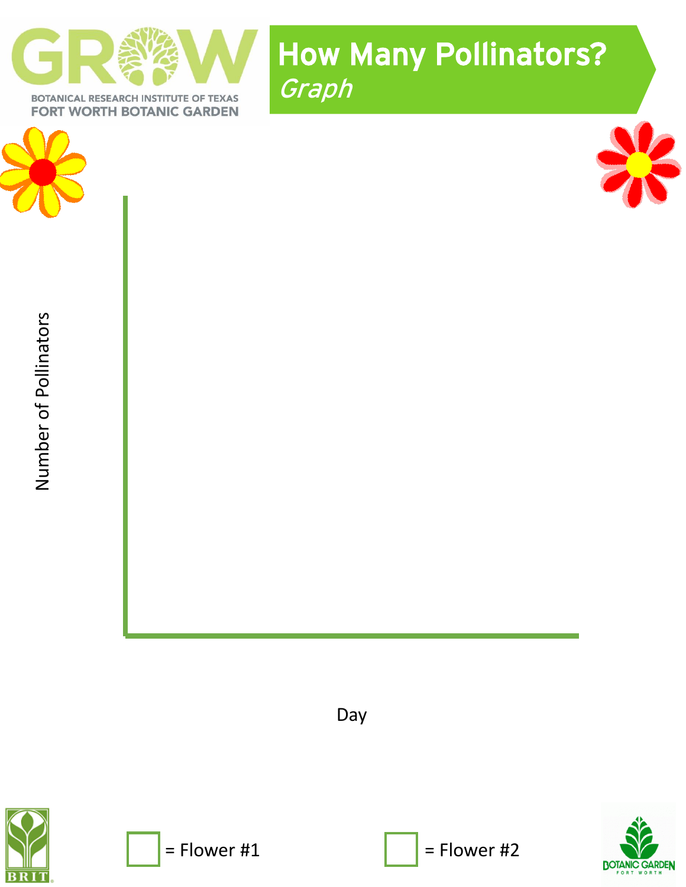GROW

BOTANICAL RESEARCH INSTITUTE OF TEXAS
FORT WORTH BOTANIC GARDEN

# How Many Pollinators?

## *Graph*

Number of Pollinators

Day

☐ = Flower #1

☐ = Flower #2